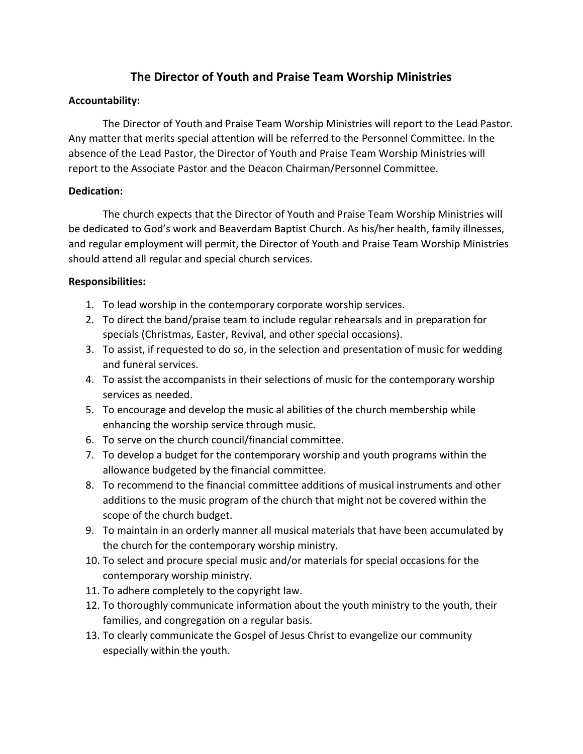# The Director of Youth and Praise Team Worship Ministries

**Accountability:**

The Director of Youth and Praise Team Worship Ministries will report to the Lead Pastor. Any matter that merits special attention will be referred to the Personnel Committee. In the absence of the Lead Pastor, the Director of Youth and Praise Team Worship Ministries will report to the Associate Pastor and the Deacon Chairman/Personnel Committee.

**Dedication:**

The church expects that the Director of Youth and Praise Team Worship Ministries will be dedicated to God's work and Beaverdam Baptist Church. As his/her health, family illnesses, and regular employment will permit, the Director of Youth and Praise Team Worship Ministries should attend all regular and special church services.

**Responsibilities:**

1. To lead worship in the contemporary corporate worship services.
2. To direct the band/praise team to include regular rehearsals and in preparation for specials (Christmas, Easter, Revival, and other special occasions).
3. To assist, if requested to do so, in the selection and presentation of music for wedding and funeral services.
4. To assist the accompanists in their selections of music for the contemporary worship services as needed.
5. To encourage and develop the music al abilities of the church membership while enhancing the worship service through music.
6. To serve on the church council/financial committee.
7. To develop a budget for the contemporary worship and youth programs within the allowance budgeted by the financial committee.
8. To recommend to the financial committee additions of musical instruments and other additions to the music program of the church that might not be covered within the scope of the church budget.
9. To maintain in an orderly manner all musical materials that have been accumulated by the church for the contemporary worship ministry.
10. To select and procure special music and/or materials for special occasions for the contemporary worship ministry.
11. To adhere completely to the copyright law.
12. To thoroughly communicate information about the youth ministry to the youth, their families, and congregation on a regular basis.
13. To clearly communicate the Gospel of Jesus Christ to evangelize our community especially within the youth.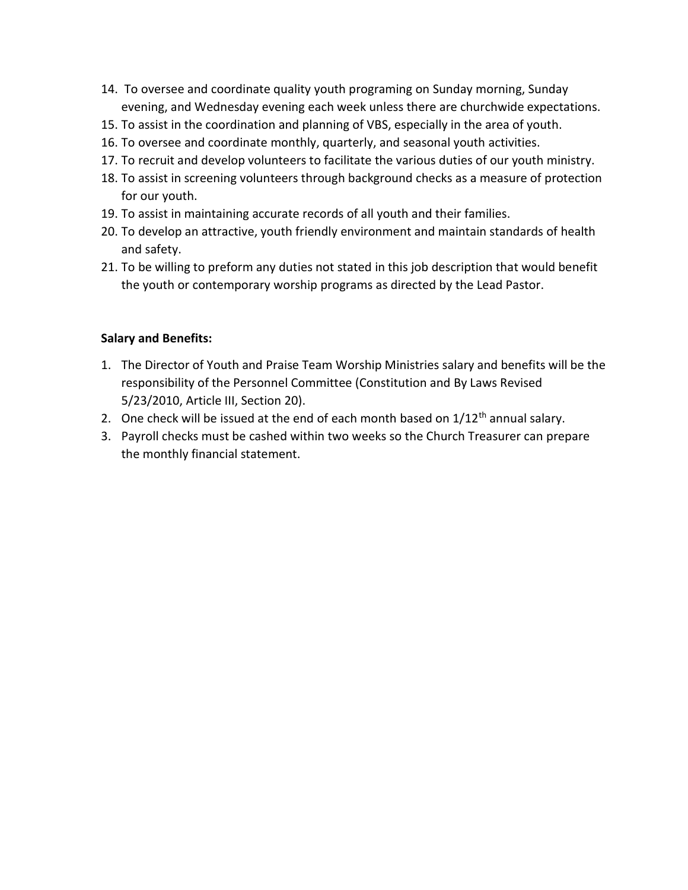14. To oversee and coordinate quality youth programing on Sunday morning, Sunday evening, and Wednesday evening each week unless there are churchwide expectations.
15. To assist in the coordination and planning of VBS, especially in the area of youth.
16. To oversee and coordinate monthly, quarterly, and seasonal youth activities.
17. To recruit and develop volunteers to facilitate the various duties of our youth ministry.
18. To assist in screening volunteers through background checks as a measure of protection for our youth.
19. To assist in maintaining accurate records of all youth and their families.
20. To develop an attractive, youth friendly environment and maintain standards of health and safety.
21. To be willing to preform any duties not stated in this job description that would benefit the youth or contemporary worship programs as directed by the Lead Pastor.

**Salary and Benefits:**

1. The Director of Youth and Praise Team Worship Ministries salary and benefits will be the responsibility of the Personnel Committee (Constitution and By Laws Revised 5/23/2010, Article III, Section 20).
2. One check will be issued at the end of each month based on 1/12th annual salary.
3. Payroll checks must be cashed within two weeks so the Church Treasurer can prepare the monthly financial statement.